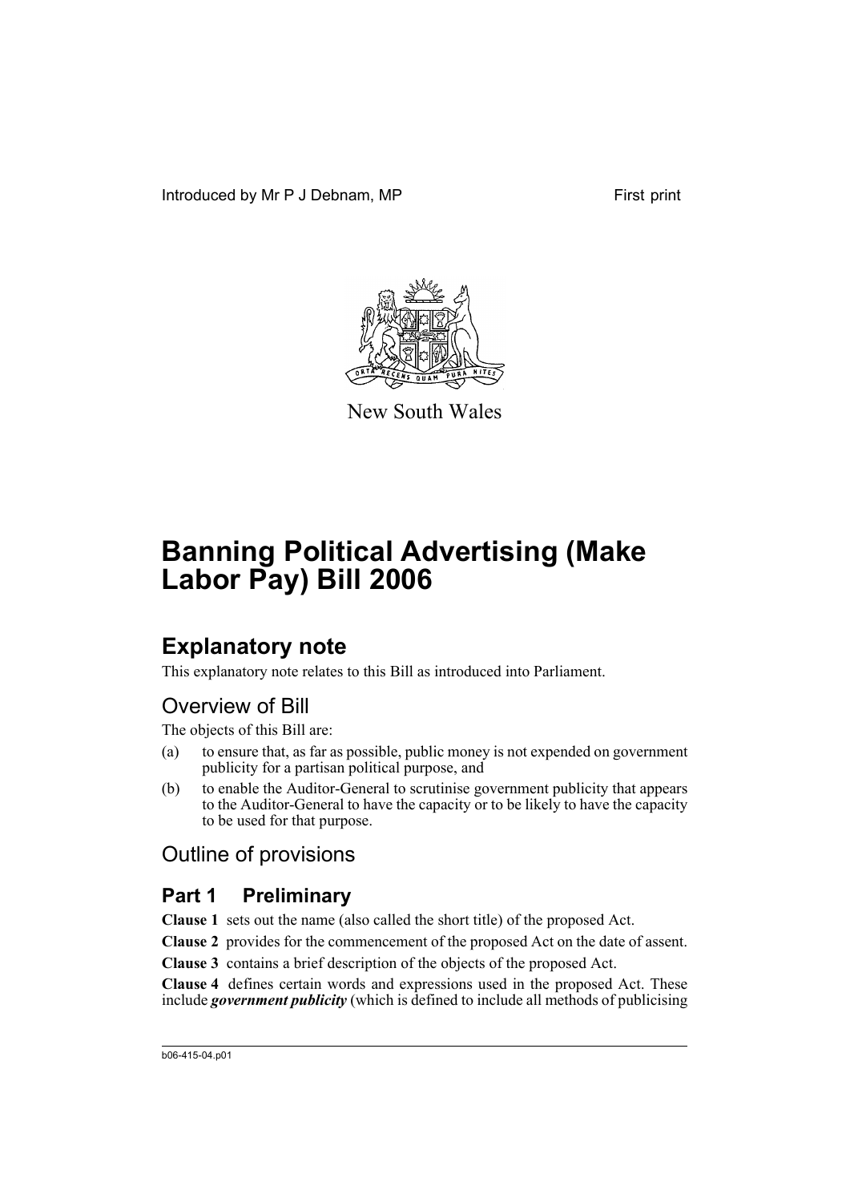Introduced by Mr P J Debnam, MP First print

New South Wales

# Banning Political Advertising (Make Labor Pay) Bill 2006

## Explanatory note

This explanatory note relates to this Bill as introduced into Parliament.

### Overview of Bill

The objects of this Bill are:

(a) to ensure that, as far as possible, public money is not expended on government publicity for a partisan political purpose, and

(b) to enable the Auditor-General to scrutinise government publicity that appears to the Auditor-General to have the capacity or to be likely to have the capacity to be used for that purpose.

### Outline of provisions

## Part 1 Preliminary

**Clause 1** sets out the name (also called the short title) of the proposed Act.

**Clause 2** provides for the commencement of the proposed Act on the date of assent.

**Clause 3** contains a brief description of the objects of the proposed Act.

**Clause 4** defines certain words and expressions used in the proposed Act. These include ***government publicity*** (which is defined to include all methods of publicising

b06-415-04.p01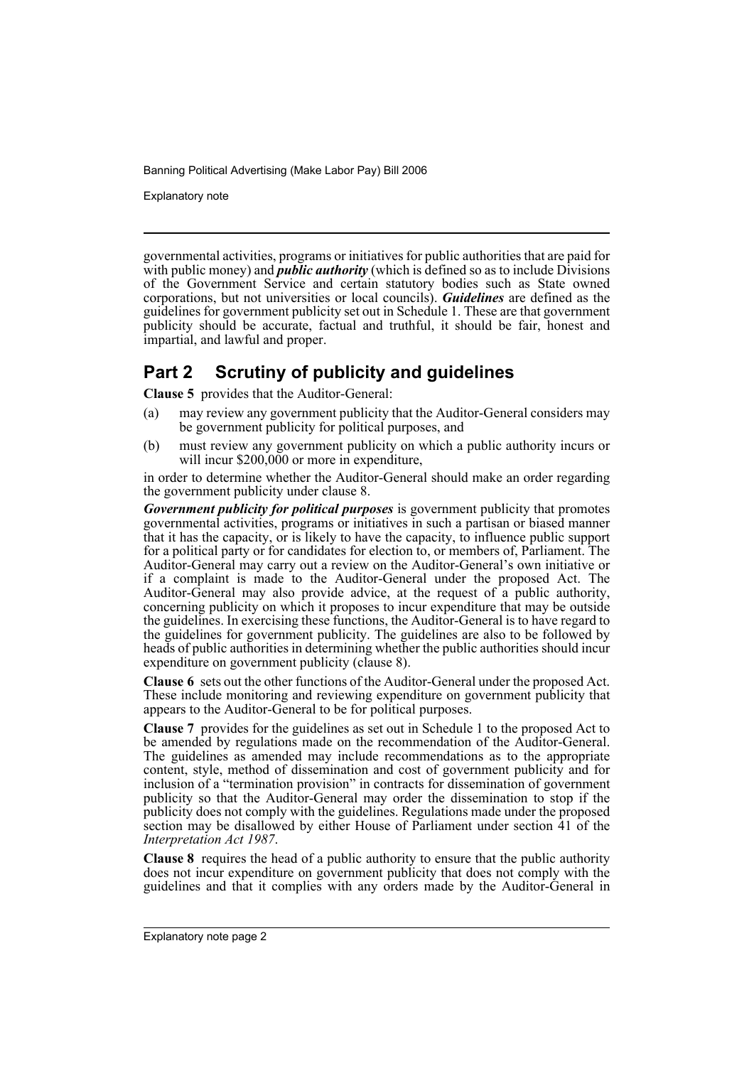governmental activities, programs or initiatives for public authorities that are paid for with public money) and ***public authority*** (which is defined so as to include Divisions of the Government Service and certain statutory bodies such as State owned corporations, but not universities or local councils). ***Guidelines*** are defined as the guidelines for government publicity set out in Schedule 1. These are that government publicity should be accurate, factual and truthful, it should be fair, honest and impartial, and lawful and proper.

## Part 2 Scrutiny of publicity and guidelines

**Clause 5** provides that the Auditor-General:

(a) may review any government publicity that the Auditor-General considers may be government publicity for political purposes, and

(b) must review any government publicity on which a public authority incurs or will incur $200,000 or more in expenditure,

in order to determine whether the Auditor-General should make an order regarding the government publicity under clause 8.

***Government publicity for political purposes*** is government publicity that promotes governmental activities, programs or initiatives in such a partisan or biased manner that it has the capacity, or is likely to have the capacity, to influence public support for a political party or for candidates for election to, or members of, Parliament. The Auditor-General may carry out a review on the Auditor-General's own initiative or if a complaint is made to the Auditor-General under the proposed Act. The Auditor-General may also provide advice, at the request of a public authority, concerning publicity on which it proposes to incur expenditure that may be outside the guidelines. In exercising these functions, the Auditor-General is to have regard to the guidelines for government publicity. The guidelines are also to be followed by heads of public authorities in determining whether the public authorities should incur expenditure on government publicity (clause 8).

**Clause 6** sets out the other functions of the Auditor-General under the proposed Act. These include monitoring and reviewing expenditure on government publicity that appears to the Auditor-General to be for political purposes.

**Clause 7** provides for the guidelines as set out in Schedule 1 to the proposed Act to be amended by regulations made on the recommendation of the Auditor-General. The guidelines as amended may include recommendations as to the appropriate content, style, method of dissemination and cost of government publicity and for inclusion of a "termination provision" in contracts for dissemination of government publicity so that the Auditor-General may order the dissemination to stop if the publicity does not comply with the guidelines. Regulations made under the proposed section may be disallowed by either House of Parliament under section 41 of the *Interpretation Act 1987*.

**Clause 8** requires the head of a public authority to ensure that the public authority does not incur expenditure on government publicity that does not comply with the guidelines and that it complies with any orders made by the Auditor-General in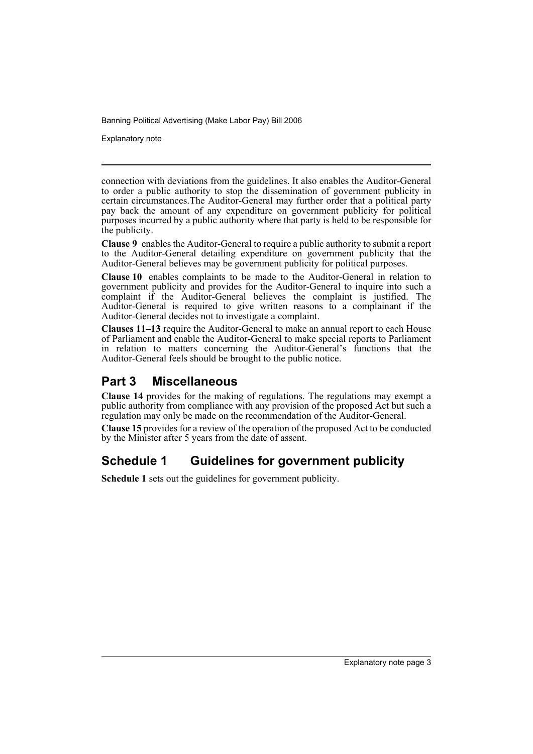connection with deviations from the guidelines. It also enables the Auditor-General to order a public authority to stop the dissemination of government publicity in certain circumstances.The Auditor-General may further order that a political party pay back the amount of any expenditure on government publicity for political purposes incurred by a public authority where that party is held to be responsible for the publicity.

**Clause 9** enables the Auditor-General to require a public authority to submit a report to the Auditor-General detailing expenditure on government publicity that the Auditor-General believes may be government publicity for political purposes.

**Clause 10** enables complaints to be made to the Auditor-General in relation to government publicity and provides for the Auditor-General to inquire into such a complaint if the Auditor-General believes the complaint is justified. The Auditor-General is required to give written reasons to a complainant if the Auditor-General decides not to investigate a complaint.

**Clauses 11–13** require the Auditor-General to make an annual report to each House of Parliament and enable the Auditor-General to make special reports to Parliament in relation to matters concerning the Auditor-General's functions that the Auditor-General feels should be brought to the public notice.

## Part 3 Miscellaneous

**Clause 14** provides for the making of regulations. The regulations may exempt a public authority from compliance with any provision of the proposed Act but such a regulation may only be made on the recommendation of the Auditor-General.

**Clause 15** provides for a review of the operation of the proposed Act to be conducted by the Minister after 5 years from the date of assent.

## Schedule 1 Guidelines for government publicity

**Schedule 1** sets out the guidelines for government publicity.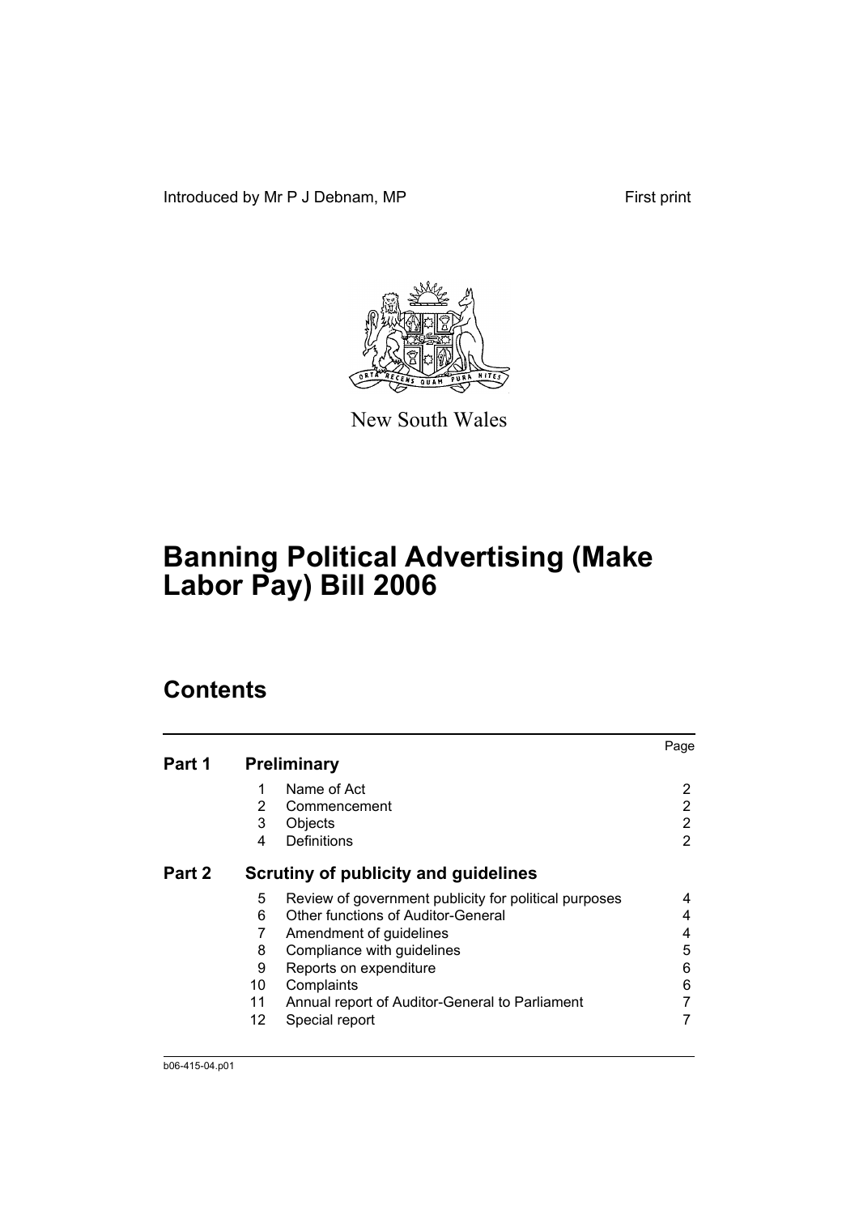Introduced by Mr P J Debnam, MP

First print

New South Wales

# Banning Political Advertising (Make Labor Pay) Bill 2006

## Contents

| | | | Page |
|---|---|---|---|
| **Part 1** | **Preliminary** | | |
| | 1 | Name of Act | 2 |
| | 2 | Commencement | 2 |
| | 3 | Objects | 2 |
| | 4 | Definitions | 2 |
| **Part 2** | **Scrutiny of publicity and guidelines** | | |
| | 5 | Review of government publicity for political purposes | 4 |
| | 6 | Other functions of Auditor-General | 4 |
| | 7 | Amendment of guidelines | 4 |
| | 8 | Compliance with guidelines | 5 |
| | 9 | Reports on expenditure | 6 |
| | 10 | Complaints | 6 |
| | 11 | Annual report of Auditor-General to Parliament | 7 |
| | 12 | Special report | 7 |

b06-415-04.p01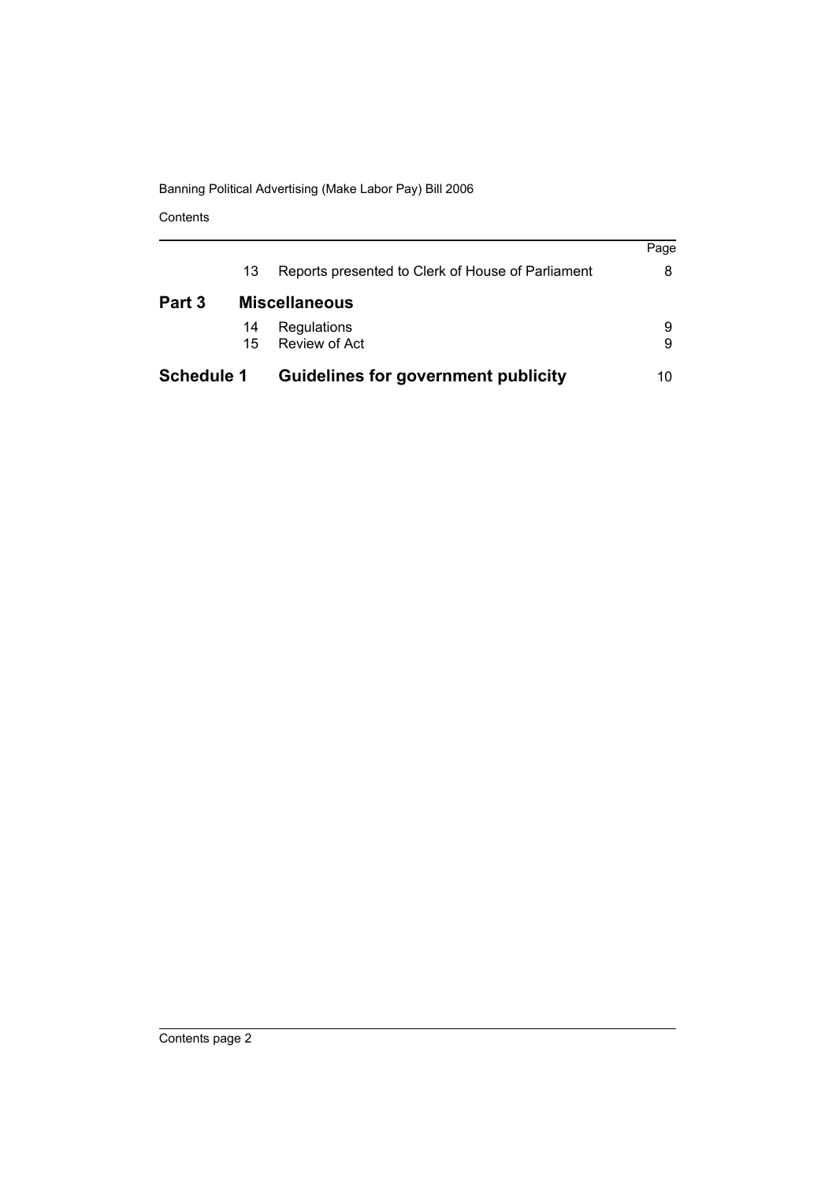|  |  |  | Page |
|---|---|---|---|
|  | 13 | Reports presented to Clerk of House of Parliament | 8 |
| **Part 3** | **Miscellaneous** |  |  |
|  | 14 | Regulations | 9 |
|  | 15 | Review of Act | 9 |
| **Schedule 1** | **Guidelines for government publicity** |  | 10 |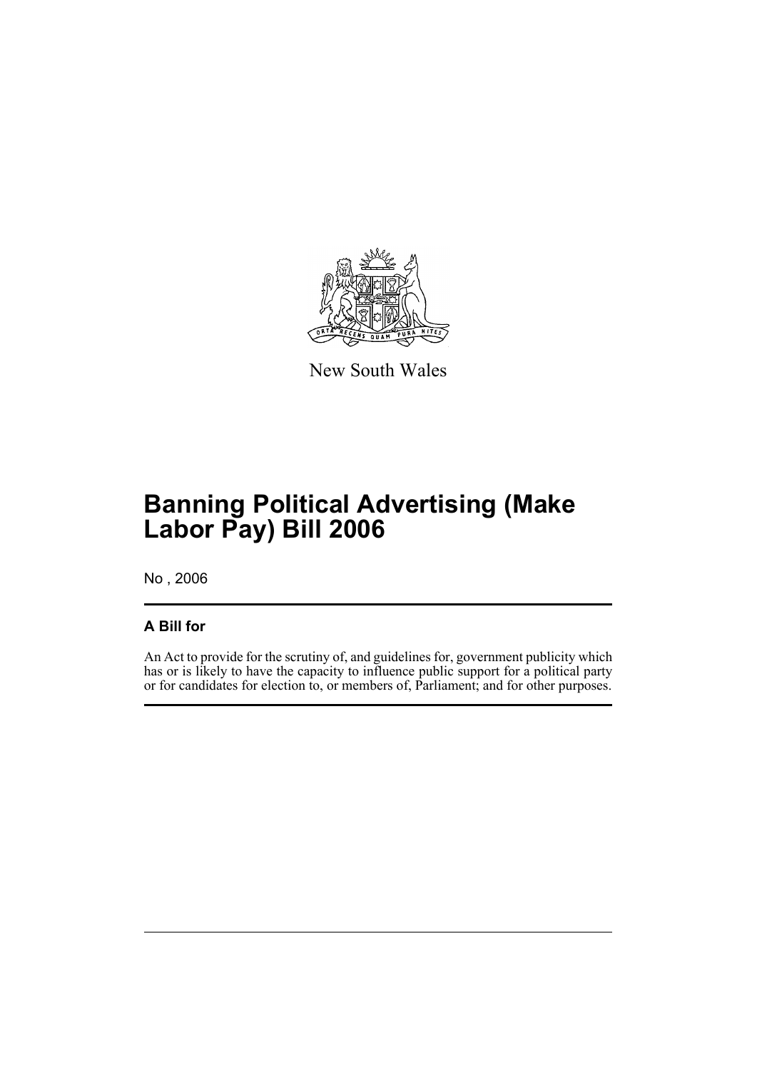New South Wales

# Banning Political Advertising (Make Labor Pay) Bill 2006

No , 2006

## A Bill for

An Act to provide for the scrutiny of, and guidelines for, government publicity which has or is likely to have the capacity to influence public support for a political party or for candidates for election to, or members of, Parliament; and for other purposes.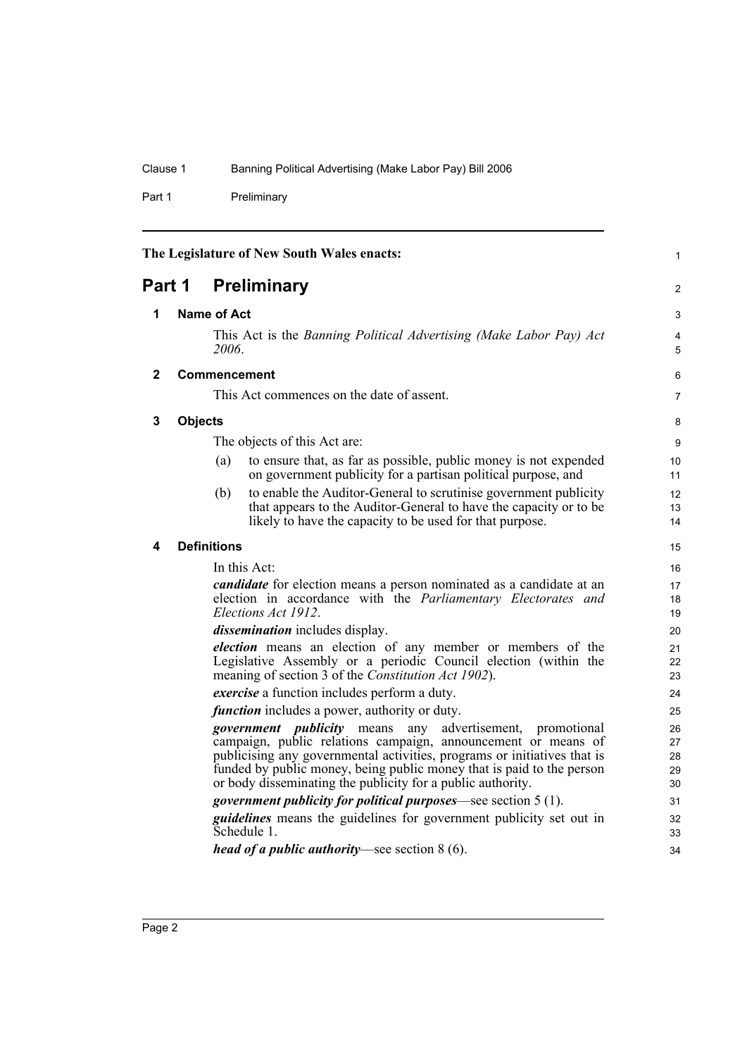The Legislature of New South Wales enacts:

# Part 1 Preliminary

## 1 Name of Act

This Act is the *Banning Political Advertising (Make Labor Pay) Act 2006*.

## 2 Commencement

This Act commences on the date of assent.

## 3 Objects

The objects of this Act are:

(a) to ensure that, as far as possible, public money is not expended on government publicity for a partisan political purpose, and

(b) to enable the Auditor-General to scrutinise government publicity that appears to the Auditor-General to have the capacity or to be likely to have the capacity to be used for that purpose.

## 4 Definitions

In this Act:

***candidate*** for election means a person nominated as a candidate at an election in accordance with the *Parliamentary Electorates and Elections Act 1912*.

***dissemination*** includes display.

***election*** means an election of any member or members of the Legislative Assembly or a periodic Council election (within the meaning of section 3 of the *Constitution Act 1902*).

***exercise*** a function includes perform a duty.

***function*** includes a power, authority or duty.

***government publicity*** means any advertisement, promotional campaign, public relations campaign, announcement or means of publicising any governmental activities, programs or initiatives that is funded by public money, being public money that is paid to the person or body disseminating the publicity for a public authority.

***government publicity for political purposes***—see section 5 (1).

***guidelines*** means the guidelines for government publicity set out in Schedule 1.

***head of a public authority***—see section 8 (6).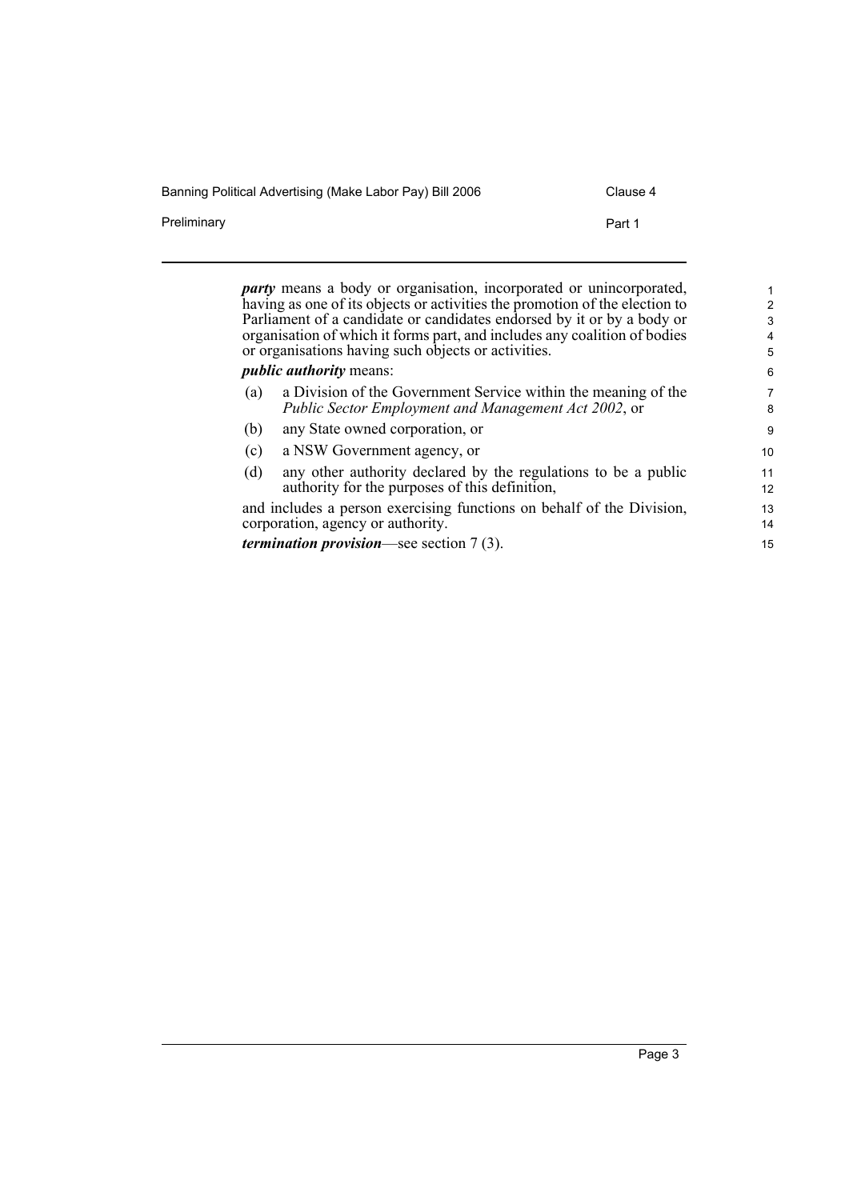***party*** means a body or organisation, incorporated or unincorporated, having as one of its objects or activities the promotion of the election to Parliament of a candidate or candidates endorsed by it or by a body or organisation of which it forms part, and includes any coalition of bodies or organisations having such objects or activities.

***public authority*** means:

(a) a Division of the Government Service within the meaning of the *Public Sector Employment and Management Act 2002*, or

(b) any State owned corporation, or

(c) a NSW Government agency, or

(d) any other authority declared by the regulations to be a public authority for the purposes of this definition,

and includes a person exercising functions on behalf of the Division, corporation, agency or authority.

***termination provision***—see section 7 (3).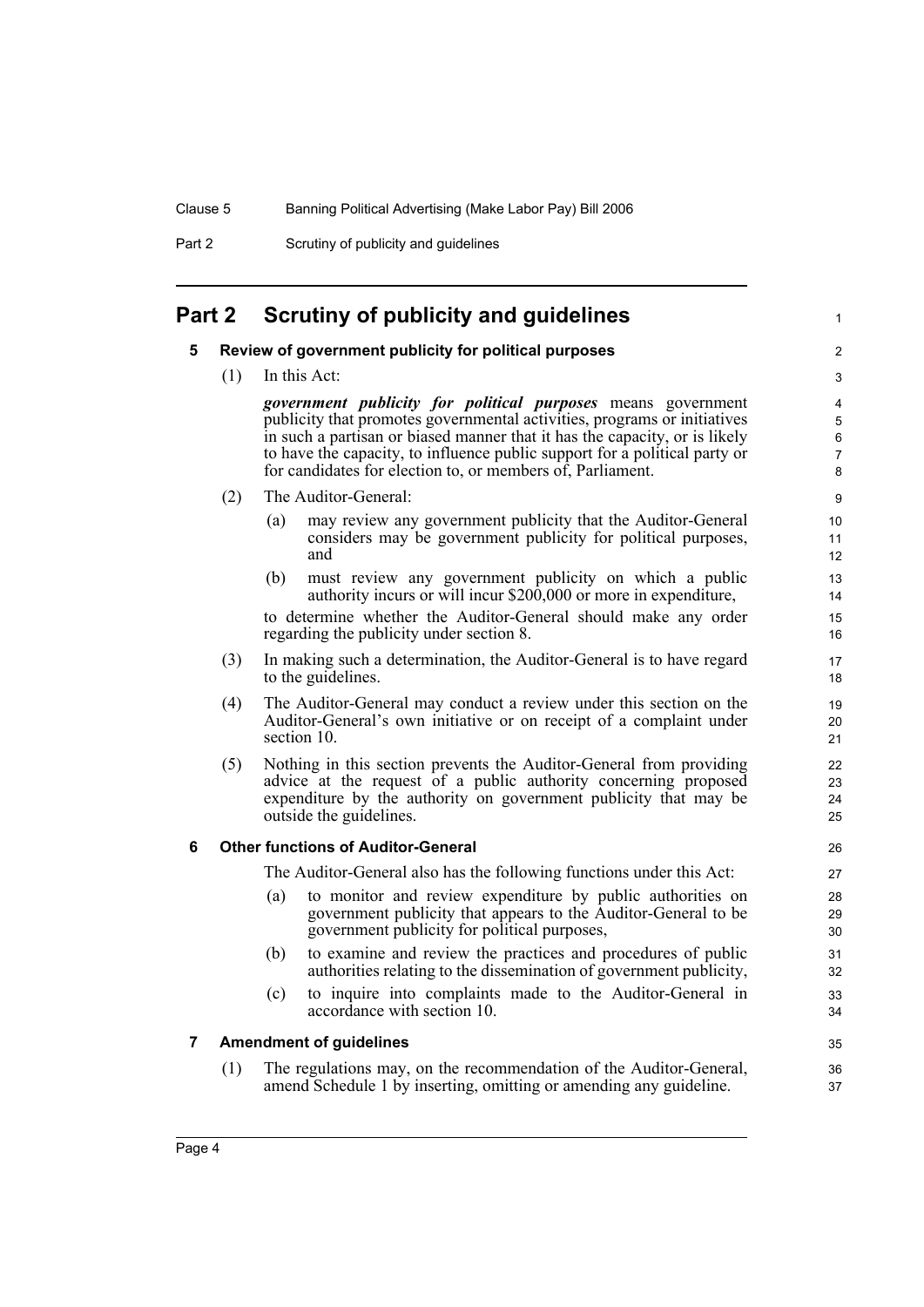# Part 2 Scrutiny of publicity and guidelines

### 5 Review of government publicity for political purposes

(1) In this Act:

***government publicity for political purposes*** means government publicity that promotes governmental activities, programs or initiatives in such a partisan or biased manner that it has the capacity, or is likely to have the capacity, to influence public support for a political party or for candidates for election to, or members of, Parliament.

(2) The Auditor-General:

- (a) may review any government publicity that the Auditor-General considers may be government publicity for political purposes, and
- (b) must review any government publicity on which a public authority incurs or will incur $200,000 or more in expenditure,

to determine whether the Auditor-General should make any order regarding the publicity under section 8.

(3) In making such a determination, the Auditor-General is to have regard to the guidelines.

(4) The Auditor-General may conduct a review under this section on the Auditor-General's own initiative or on receipt of a complaint under section 10.

(5) Nothing in this section prevents the Auditor-General from providing advice at the request of a public authority concerning proposed expenditure by the authority on government publicity that may be outside the guidelines.

### 6 Other functions of Auditor-General

The Auditor-General also has the following functions under this Act:

- (a) to monitor and review expenditure by public authorities on government publicity that appears to the Auditor-General to be government publicity for political purposes,
- (b) to examine and review the practices and procedures of public authorities relating to the dissemination of government publicity,
- (c) to inquire into complaints made to the Auditor-General in accordance with section 10.

### 7 Amendment of guidelines

(1) The regulations may, on the recommendation of the Auditor-General, amend Schedule 1 by inserting, omitting or amending any guideline.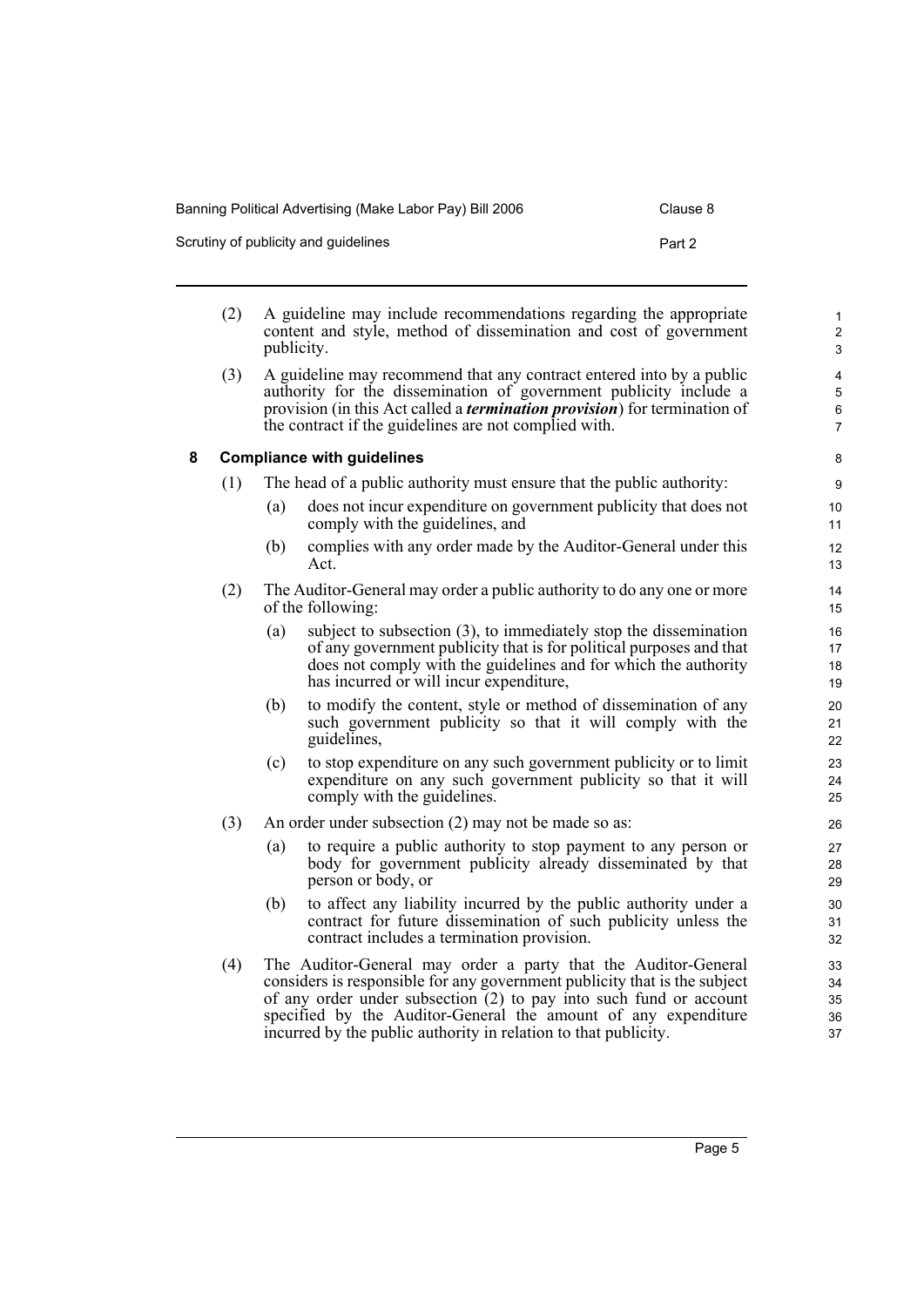(2) A guideline may include recommendations regarding the appropriate content and style, method of dissemination and cost of government publicity.

(3) A guideline may recommend that any contract entered into by a public authority for the dissemination of government publicity include a provision (in this Act called a ***termination provision***) for termination of the contract if the guidelines are not complied with.

### 8 Compliance with guidelines

(1) The head of a public authority must ensure that the public authority:

- (a) does not incur expenditure on government publicity that does not comply with the guidelines, and
- (b) complies with any order made by the Auditor-General under this Act.

(2) The Auditor-General may order a public authority to do any one or more of the following:

- (a) subject to subsection (3), to immediately stop the dissemination of any government publicity that is for political purposes and that does not comply with the guidelines and for which the authority has incurred or will incur expenditure,
- (b) to modify the content, style or method of dissemination of any such government publicity so that it will comply with the guidelines,
- (c) to stop expenditure on any such government publicity or to limit expenditure on any such government publicity so that it will comply with the guidelines.

(3) An order under subsection (2) may not be made so as:

- (a) to require a public authority to stop payment to any person or body for government publicity already disseminated by that person or body, or
- (b) to affect any liability incurred by the public authority under a contract for future dissemination of such publicity unless the contract includes a termination provision.

(4) The Auditor-General may order a party that the Auditor-General considers is responsible for any government publicity that is the subject of any order under subsection (2) to pay into such fund or account specified by the Auditor-General the amount of any expenditure incurred by the public authority in relation to that publicity.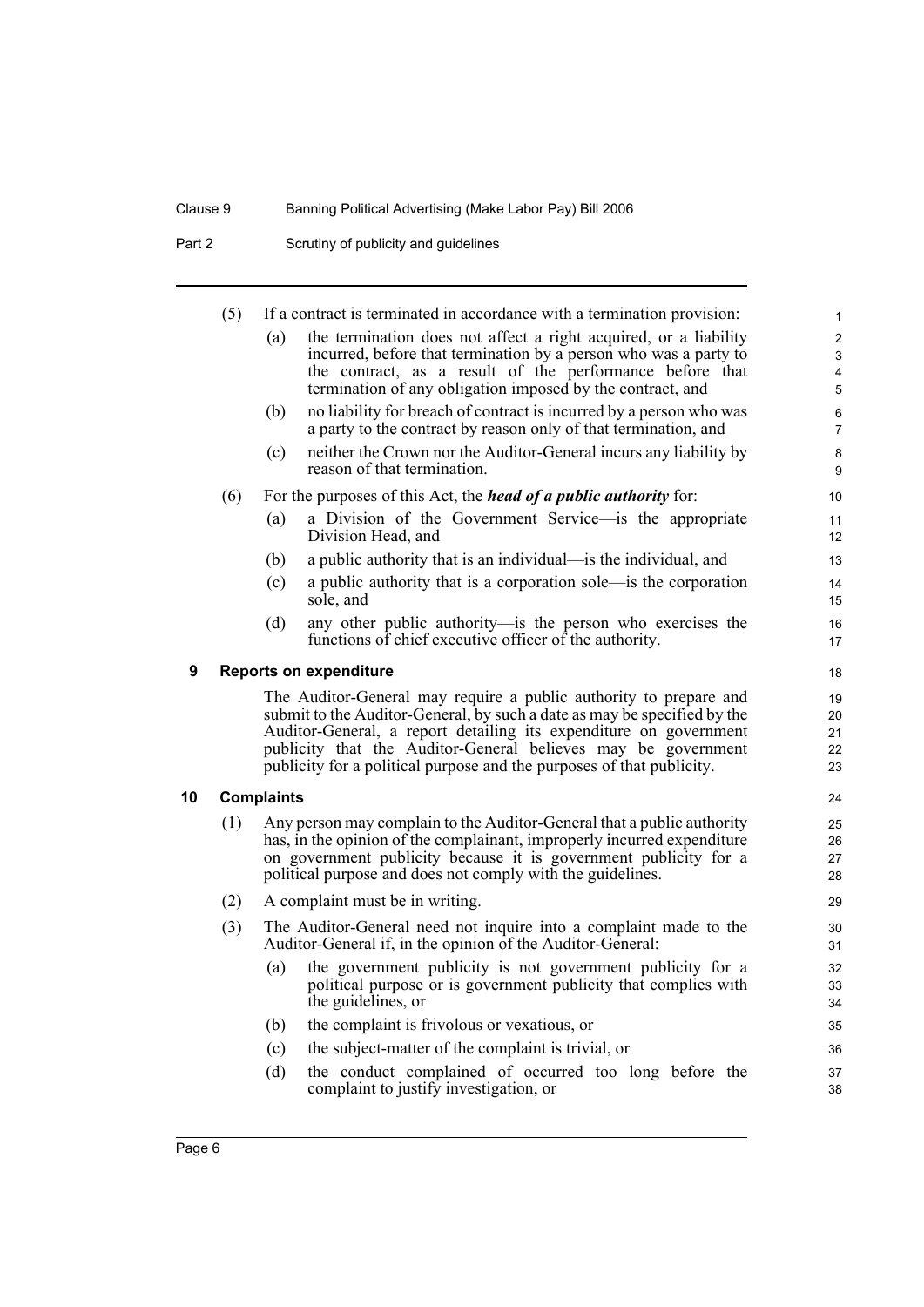(5) If a contract is terminated in accordance with a termination provision:

(a) the termination does not affect a right acquired, or a liability incurred, before that termination by a person who was a party to the contract, as a result of the performance before that termination of any obligation imposed by the contract, and

(b) no liability for breach of contract is incurred by a person who was a party to the contract by reason only of that termination, and

(c) neither the Crown nor the Auditor-General incurs any liability by reason of that termination.

(6) For the purposes of this Act, the ***head of a public authority*** for:

(a) a Division of the Government Service—is the appropriate Division Head, and

(b) a public authority that is an individual—is the individual, and

(c) a public authority that is a corporation sole—is the corporation sole, and

(d) any other public authority—is the person who exercises the functions of chief executive officer of the authority.

## 9 Reports on expenditure

The Auditor-General may require a public authority to prepare and submit to the Auditor-General, by such a date as may be specified by the Auditor-General, a report detailing its expenditure on government publicity that the Auditor-General believes may be government publicity for a political purpose and the purposes of that publicity.

## 10 Complaints

(1) Any person may complain to the Auditor-General that a public authority has, in the opinion of the complainant, improperly incurred expenditure on government publicity because it is government publicity for a political purpose and does not comply with the guidelines.

(2) A complaint must be in writing.

(3) The Auditor-General need not inquire into a complaint made to the Auditor-General if, in the opinion of the Auditor-General:

(a) the government publicity is not government publicity for a political purpose or is government publicity that complies with the guidelines, or

(b) the complaint is frivolous or vexatious, or

(c) the subject-matter of the complaint is trivial, or

(d) the conduct complained of occurred too long before the complaint to justify investigation, or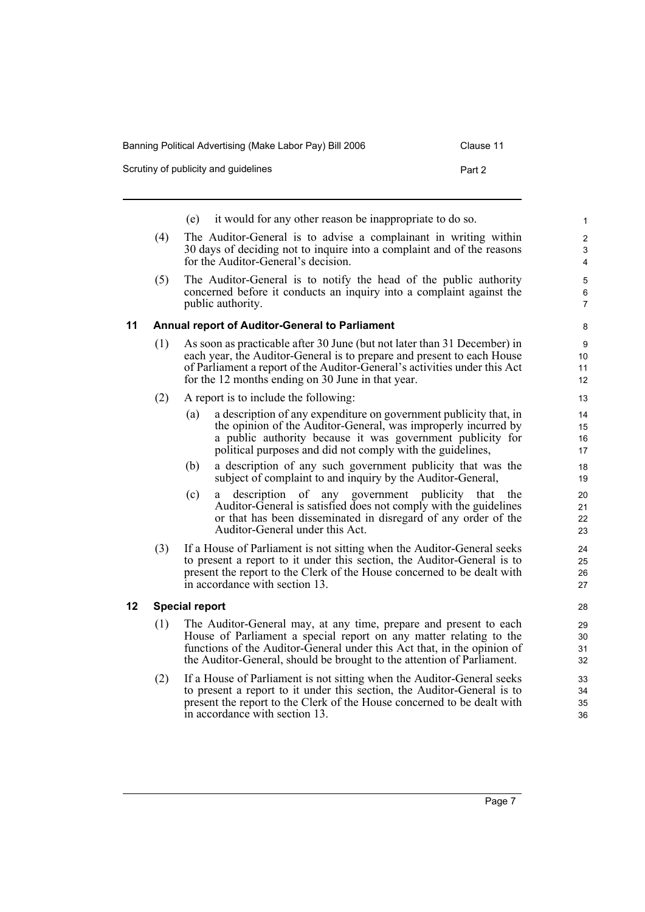(e) it would for any other reason be inappropriate to do so.

(4) The Auditor-General is to advise a complainant in writing within 30 days of deciding not to inquire into a complaint and of the reasons for the Auditor-General's decision.

(5) The Auditor-General is to notify the head of the public authority concerned before it conducts an inquiry into a complaint against the public authority.

### 11 Annual report of Auditor-General to Parliament

(1) As soon as practicable after 30 June (but not later than 31 December) in each year, the Auditor-General is to prepare and present to each House of Parliament a report of the Auditor-General's activities under this Act for the 12 months ending on 30 June in that year.

(2) A report is to include the following:

(a) a description of any expenditure on government publicity that, in the opinion of the Auditor-General, was improperly incurred by a public authority because it was government publicity for political purposes and did not comply with the guidelines,

(b) a description of any such government publicity that was the subject of complaint to and inquiry by the Auditor-General,

(c) a description of any government publicity that the Auditor-General is satisfied does not comply with the guidelines or that has been disseminated in disregard of any order of the Auditor-General under this Act.

(3) If a House of Parliament is not sitting when the Auditor-General seeks to present a report to it under this section, the Auditor-General is to present the report to the Clerk of the House concerned to be dealt with in accordance with section 13.

### 12 Special report

(1) The Auditor-General may, at any time, prepare and present to each House of Parliament a special report on any matter relating to the functions of the Auditor-General under this Act that, in the opinion of the Auditor-General, should be brought to the attention of Parliament.

(2) If a House of Parliament is not sitting when the Auditor-General seeks to present a report to it under this section, the Auditor-General is to present the report to the Clerk of the House concerned to be dealt with in accordance with section 13.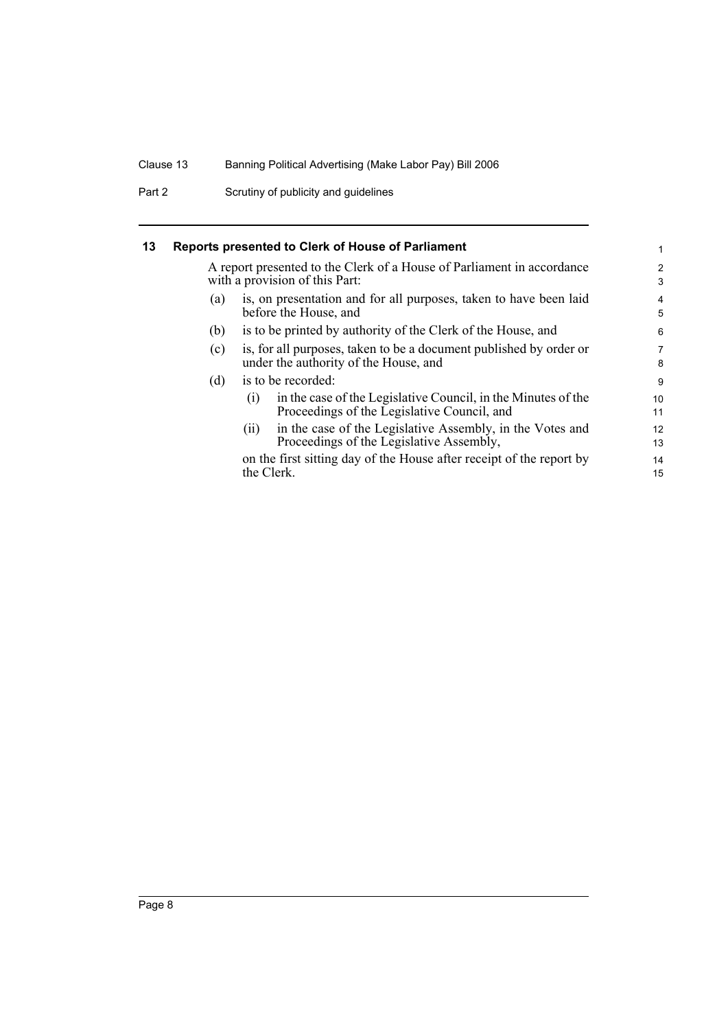## 13 Reports presented to Clerk of House of Parliament

A report presented to the Clerk of a House of Parliament in accordance with a provision of this Part:

(a) is, on presentation and for all purposes, taken to have been laid before the House, and

(b) is to be printed by authority of the Clerk of the House, and

(c) is, for all purposes, taken to be a document published by order or under the authority of the House, and

(d) is to be recorded:

  (i) in the case of the Legislative Council, in the Minutes of the Proceedings of the Legislative Council, and

  (ii) in the case of the Legislative Assembly, in the Votes and Proceedings of the Legislative Assembly,

  on the first sitting day of the House after receipt of the report by the Clerk.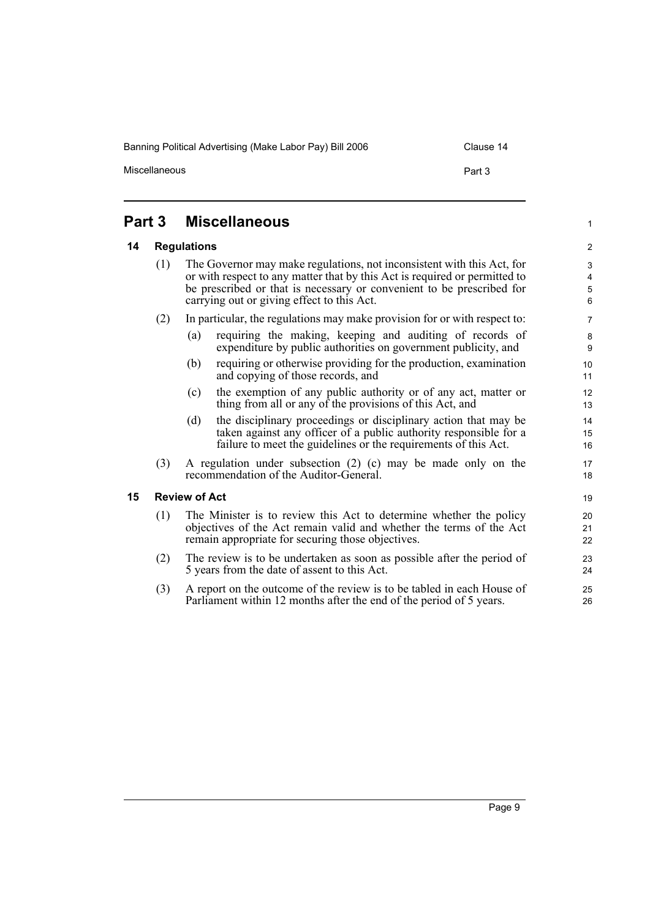# Part 3 Miscellaneous

## 14 Regulations

(1) The Governor may make regulations, not inconsistent with this Act, for or with respect to any matter that by this Act is required or permitted to be prescribed or that is necessary or convenient to be prescribed for carrying out or giving effect to this Act.

(2) In particular, the regulations may make provision for or with respect to:

(a) requiring the making, keeping and auditing of records of expenditure by public authorities on government publicity, and

(b) requiring or otherwise providing for the production, examination and copying of those records, and

(c) the exemption of any public authority or of any act, matter or thing from all or any of the provisions of this Act, and

(d) the disciplinary proceedings or disciplinary action that may be taken against any officer of a public authority responsible for a failure to meet the guidelines or the requirements of this Act.

(3) A regulation under subsection (2) (c) may be made only on the recommendation of the Auditor-General.

## 15 Review of Act

(1) The Minister is to review this Act to determine whether the policy objectives of the Act remain valid and whether the terms of the Act remain appropriate for securing those objectives.

(2) The review is to be undertaken as soon as possible after the period of 5 years from the date of assent to this Act.

(3) A report on the outcome of the review is to be tabled in each House of Parliament within 12 months after the end of the period of 5 years.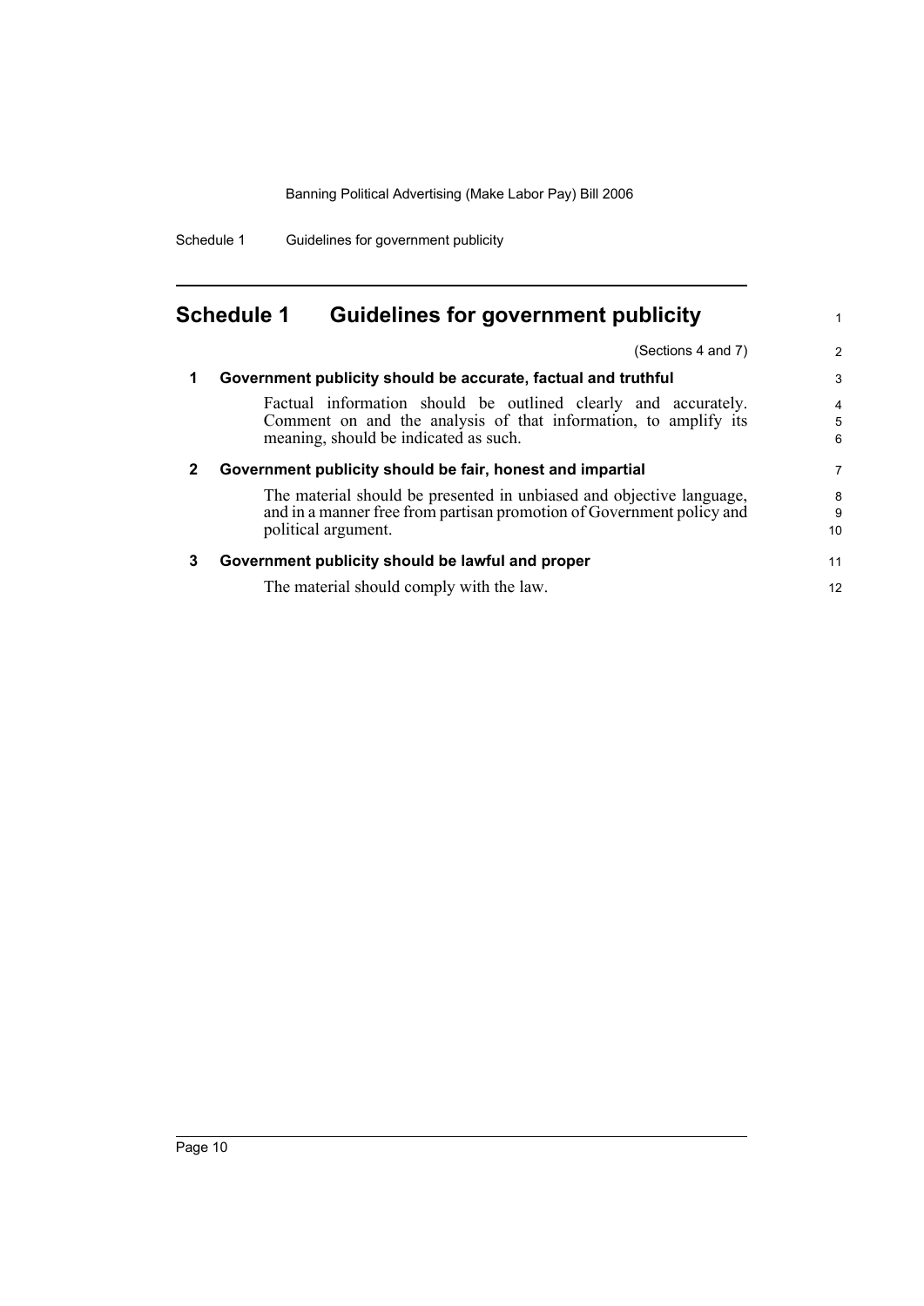# Schedule 1 Guidelines for government publicity

(Sections 4 and 7)

### 1 Government publicity should be accurate, factual and truthful

Factual information should be outlined clearly and accurately. Comment on and the analysis of that information, to amplify its meaning, should be indicated as such.

### 2 Government publicity should be fair, honest and impartial

The material should be presented in unbiased and objective language, and in a manner free from partisan promotion of Government policy and political argument.

### 3 Government publicity should be lawful and proper

The material should comply with the law.